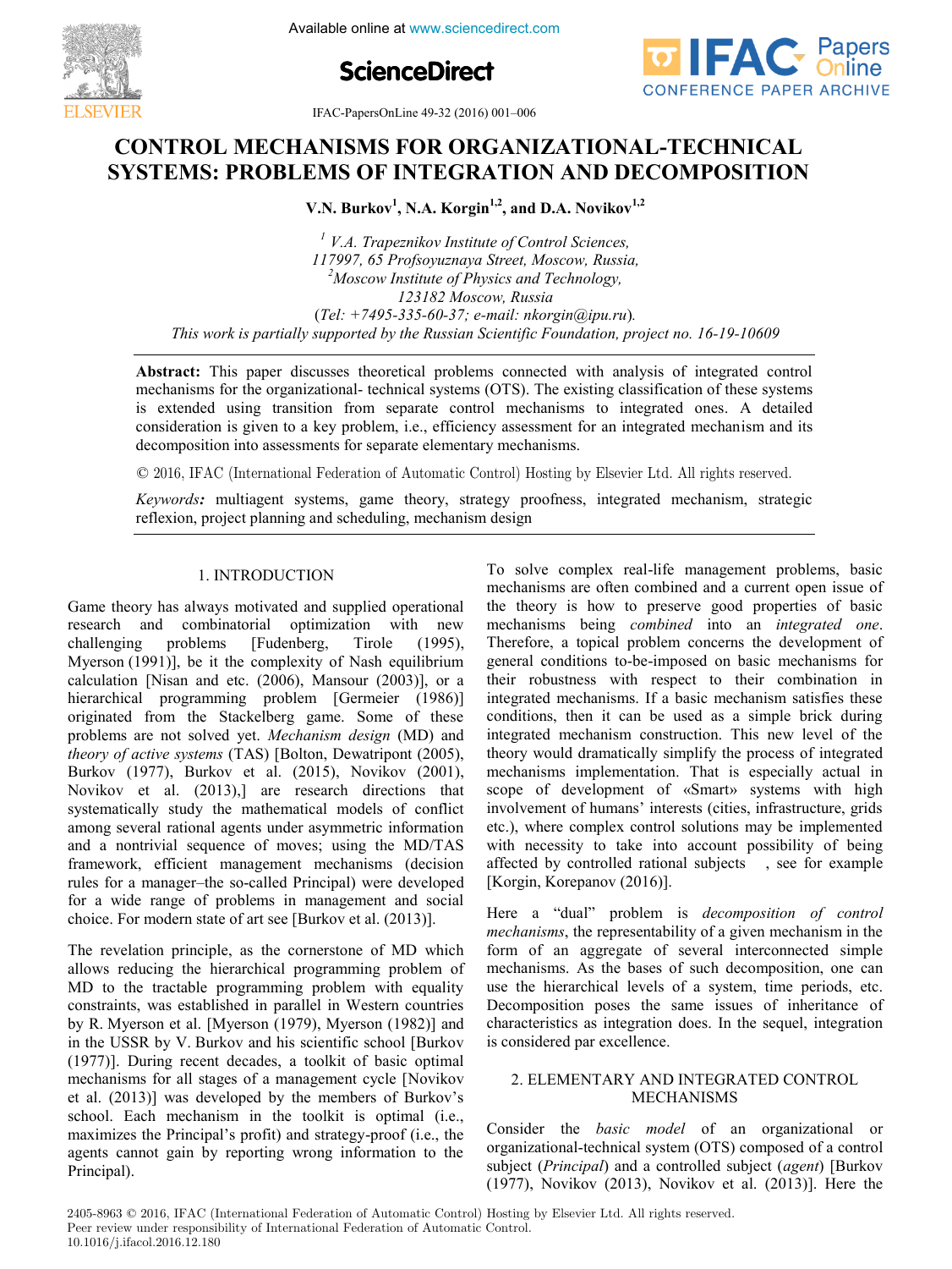# CONTROL MECHANISMS FOR ORGANIZATIONAL-TECHNICAL SYSTEMS: PROBLEMS OF INTEGRATION AND DECOMPOSITION

**V.N. Burkov[1], N.A. Korgin[1,2], and D.A. Novikov[1,2]**

[1] *V.A. Trapeznikov Institute of Control Sciences, 117997, 65 Profsoyuznaya Street, Moscow, Russia,*
[2] *Moscow Institute of Physics and Technology, 123182 Moscow, Russia*
(*Tel: +7495-335-60-37; e-mail: nkorgin@ipu.ru*).
*This work is partially supported by the Russian Scientific Foundation, project no. 16-19-10609*

**Abstract:** This paper discusses theoretical problems connected with analysis of integrated control mechanisms for the organizational- technical systems (OTS). The existing classification of these systems is extended using transition from separate control mechanisms to integrated ones. A detailed consideration is given to a key problem, i.e., efficiency assessment for an integrated mechanism and its decomposition into assessments for separate elementary mechanisms.

© 2016, IFAC (International Federation of Automatic Control) Hosting by Elsevier Ltd. All rights reserved.

*Keywords:* multiagent systems, game theory, strategy proofness, integrated mechanism, strategic reflexion, project planning and scheduling, mechanism design

## 1. INTRODUCTION

Game theory has always motivated and supplied operational research and combinatorial optimization with new challenging problems [Fudenberg, Tirole (1995), Myerson (1991)], be it the complexity of Nash equilibrium calculation [Nisan and etc. (2006), Mansour (2003)], or a hierarchical programming problem [Germeier (1986)] originated from the Stackelberg game. Some of these problems are not solved yet. *Mechanism design* (MD) and *theory of active systems* (TAS) [Bolton, Dewatripont (2005), Burkov (1977), Burkov et al. (2015), Novikov (2001), Novikov et al. (2013),] are research directions that systematically study the mathematical models of conflict among several rational agents under asymmetric information and a nontrivial sequence of moves; using the MD/TAS framework, efficient management mechanisms (decision rules for a manager–the so-called Principal) were developed for a wide range of problems in management and social choice. For modern state of art see [Burkov et al. (2013)].

The revelation principle, as the cornerstone of MD which allows reducing the hierarchical programming problem of MD to the tractable programming problem with equality constraints, was established in parallel in Western countries by R. Myerson et al. [Myerson (1979), Myerson (1982)] and in the USSR by V. Burkov and his scientific school [Burkov (1977)]. During recent decades, a toolkit of basic optimal mechanisms for all stages of a management cycle [Novikov et al. (2013)] was developed by the members of Burkov's school. Each mechanism in the toolkit is optimal (i.e., maximizes the Principal's profit) and strategy-proof (i.e., the agents cannot gain by reporting wrong information to the Principal).

To solve complex real-life management problems, basic mechanisms are often combined and a current open issue of the theory is how to preserve good properties of basic mechanisms being *combined* into an *integrated one*. Therefore, a topical problem concerns the development of general conditions to-be-imposed on basic mechanisms for their robustness with respect to their combination in integrated mechanisms. If a basic mechanism satisfies these conditions, then it can be used as a simple brick during integrated mechanism construction. This new level of the theory would dramatically simplify the process of integrated mechanisms implementation. That is especially actual in scope of development of «Smart» systems with high involvement of humans' interests (cities, infrastructure, grids etc.), where complex control solutions may be implemented with necessity to take into account possibility of being affected by controlled rational subjects , see for example [Korgin, Korepanov (2016)].

Here a "dual" problem is *decomposition of control mechanisms*, the representability of a given mechanism in the form of an aggregate of several interconnected simple mechanisms. As the bases of such decomposition, one can use the hierarchical levels of a system, time periods, etc. Decomposition poses the same issues of inheritance of characteristics as integration does. In the sequel, integration is considered par excellence.

## 2. ELEMENTARY AND INTEGRATED CONTROL MECHANISMS

Consider the *basic model* of an organizational or organizational-technical system (OTS) composed of a control subject (*Principal*) and a controlled subject (*agent*) [Burkov (1977), Novikov (2013), Novikov et al. (2013)]. Here the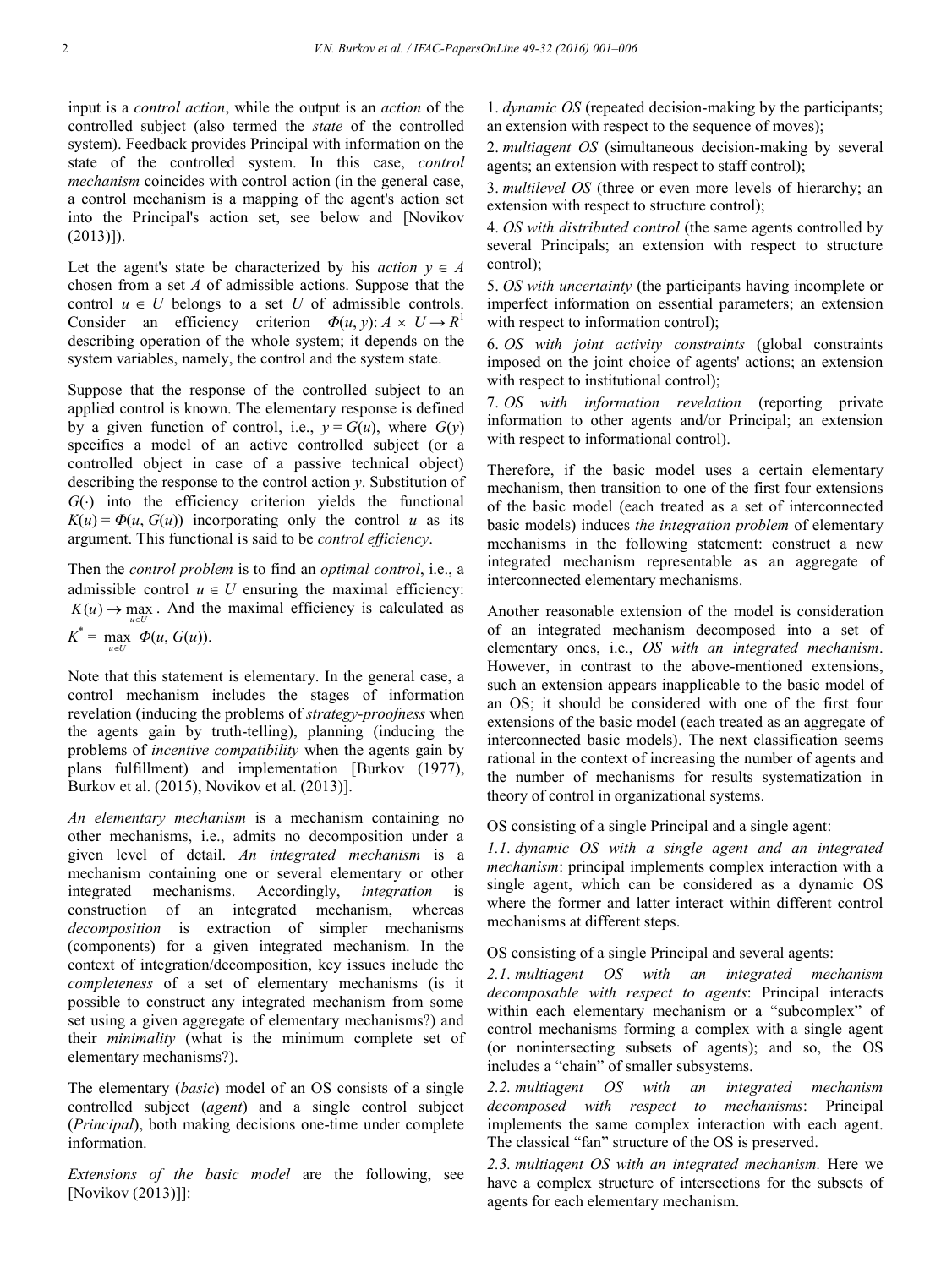input is a *control action*, while the output is an *action* of the controlled subject (also termed the *state* of the controlled system). Feedback provides Principal with information on the state of the controlled system. In this case, *control mechanism* coincides with control action (in the general case, a control mechanism is a mapping of the agent's action set into the Principal's action set, see below and [Novikov (2013)]).

Let the agent's state be characterized by his *action* $y \in A$ chosen from a set $A$ of admissible actions. Suppose that the control $u \in U$ belongs to a set $U$ of admissible controls. Consider an efficiency criterion $\Phi(u, y): A \times U \to R^1$ describing operation of the whole system; it depends on the system variables, namely, the control and the system state.

Suppose that the response of the controlled subject to an applied control is known. The elementary response is defined by a given function of control, i.e., $y = G(u)$, where $G(y)$ specifies a model of an active controlled subject (or a controlled object in case of a passive technical object) describing the response to the control action $y$. Substitution of $G(\cdot)$ into the efficiency criterion yields the functional $K(u) = \Phi(u, G(u))$ incorporating only the control $u$ as its argument. This functional is said to be *control efficiency*.

Then the *control problem* is to find an *optimal control*, i.e., a admissible control $u \in U$ ensuring the maximal efficiency: $K(u) \to \max_{u \in U}$. And the maximal efficiency is calculated as $K^* = \max_{u \in U} \Phi(u, G(u))$.

Note that this statement is elementary. In the general case, a control mechanism includes the stages of information revelation (inducing the problems of *strategy-proofness* when the agents gain by truth-telling), planning (inducing the problems of *incentive compatibility* when the agents gain by plans fulfillment) and implementation [Burkov (1977), Burkov et al. (2015), Novikov et al. (2013)].

*An elementary mechanism* is a mechanism containing no other mechanisms, i.e., admits no decomposition under a given level of detail. *An integrated mechanism* is a mechanism containing one or several elementary or other integrated mechanisms. Accordingly, *integration* is construction of an integrated mechanism, whereas *decomposition* is extraction of simpler mechanisms (components) for a given integrated mechanism. In the context of integration/decomposition, key issues include the *completeness* of a set of elementary mechanisms (is it possible to construct any integrated mechanism from some set using a given aggregate of elementary mechanisms?) and their *minimality* (what is the minimum complete set of elementary mechanisms?).

The elementary (*basic*) model of an OS consists of a single controlled subject (*agent*) and a single control subject (*Principal*), both making decisions one-time under complete information.

*Extensions of the basic model* are the following, see [Novikov (2013)]]:

1. *dynamic OS* (repeated decision-making by the participants; an extension with respect to the sequence of moves);
2. *multiagent OS* (simultaneous decision-making by several agents; an extension with respect to staff control);
3. *multilevel OS* (three or even more levels of hierarchy; an extension with respect to structure control);
4. *OS with distributed control* (the same agents controlled by several Principals; an extension with respect to structure control);
5. *OS with uncertainty* (the participants having incomplete or imperfect information on essential parameters; an extension with respect to information control);
6. *OS with joint activity constraints* (global constraints imposed on the joint choice of agents' actions; an extension with respect to institutional control);
7. *OS with information revelation* (reporting private information to other agents and/or Principal; an extension with respect to informational control).

Therefore, if the basic model uses a certain elementary mechanism, then transition to one of the first four extensions of the basic model (each treated as a set of interconnected basic models) induces *the integration problem* of elementary mechanisms in the following statement: construct a new integrated mechanism representable as an aggregate of interconnected elementary mechanisms.

Another reasonable extension of the model is consideration of an integrated mechanism decomposed into a set of elementary ones, i.e., *OS with an integrated mechanism*. However, in contrast to the above-mentioned extensions, such an extension appears inapplicable to the basic model of an OS; it should be considered with one of the first four extensions of the basic model (each treated as an aggregate of interconnected basic models). The next classification seems rational in the context of increasing the number of agents and the number of mechanisms for results systematization in theory of control in organizational systems.

OS consisting of a single Principal and a single agent:

*1.1. dynamic OS with a single agent and an integrated mechanism*: principal implements complex interaction with a single agent, which can be considered as a dynamic OS where the former and latter interact within different control mechanisms at different steps.

OS consisting of a single Principal and several agents:

*2.1. multiagent OS with an integrated mechanism decomposable with respect to agents*: Principal interacts within each elementary mechanism or a "subcomplex" of control mechanisms forming a complex with a single agent (or nonintersecting subsets of agents); and so, the OS includes a "chain" of smaller subsystems.

*2.2. multiagent OS with an integrated mechanism decomposed with respect to mechanisms*: Principal implements the same complex interaction with each agent. The classical "fan" structure of the OS is preserved.

*2.3. multiagent OS with an integrated mechanism.* Here we have a complex structure of intersections for the subsets of agents for each elementary mechanism.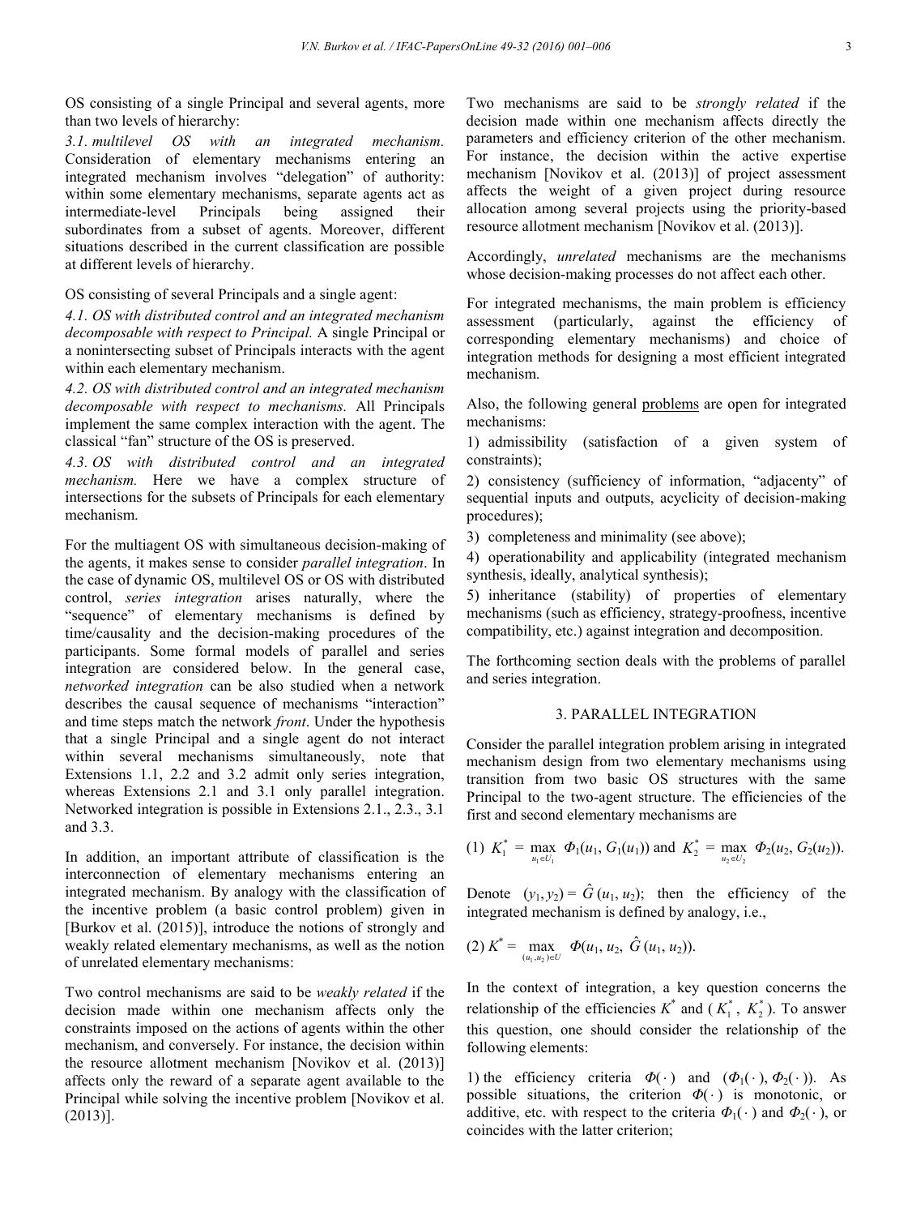OS consisting of a single Principal and several agents, more than two levels of hierarchy:

*3.1. multilevel OS with an integrated mechanism.* Consideration of elementary mechanisms entering an integrated mechanism involves "delegation" of authority: within some elementary mechanisms, separate agents act as intermediate-level Principals being assigned their subordinates from a subset of agents. Moreover, different situations described in the current classification are possible at different levels of hierarchy.

OS consisting of several Principals and a single agent:

*4.1. OS with distributed control and an integrated mechanism decomposable with respect to Principal.* A single Principal or a nonintersecting subset of Principals interacts with the agent within each elementary mechanism.

*4.2. OS with distributed control and an integrated mechanism decomposable with respect to mechanisms.* All Principals implement the same complex interaction with the agent. The classical "fan" structure of the OS is preserved.

*4.3. OS with distributed control and an integrated mechanism.* Here we have a complex structure of intersections for the subsets of Principals for each elementary mechanism.

For the multiagent OS with simultaneous decision-making of the agents, it makes sense to consider *parallel integration*. In the case of dynamic OS, multilevel OS or OS with distributed control, *series integration* arises naturally, where the "sequence" of elementary mechanisms is defined by time/causality and the decision-making procedures of the participants. Some formal models of parallel and series integration are considered below. In the general case, *networked integration* can be also studied when a network describes the causal sequence of mechanisms "interaction" and time steps match the network *front*. Under the hypothesis that a single Principal and a single agent do not interact within several mechanisms simultaneously, note that Extensions 1.1, 2.2 and 3.2 admit only series integration, whereas Extensions 2.1 and 3.1 only parallel integration. Networked integration is possible in Extensions 2.1., 2.3., 3.1 and 3.3.

In addition, an important attribute of classification is the interconnection of elementary mechanisms entering an integrated mechanism. By analogy with the classification of the incentive problem (a basic control problem) given in [Burkov et al. (2015)], introduce the notions of strongly and weakly related elementary mechanisms, as well as the notion of unrelated elementary mechanisms:

Two control mechanisms are said to be *weakly related* if the decision made within one mechanism affects only the constraints imposed on the actions of agents within the other mechanism, and conversely. For instance, the decision within the resource allotment mechanism [Novikov et al. (2013)] affects only the reward of a separate agent available to the Principal while solving the incentive problem [Novikov et al. (2013)].

Two mechanisms are said to be *strongly related* if the decision made within one mechanism affects directly the parameters and efficiency criterion of the other mechanism. For instance, the decision within the active expertise mechanism [Novikov et al. (2013)] of project assessment affects the weight of a given project during resource allocation among several projects using the priority-based resource allotment mechanism [Novikov et al. (2013)].

Accordingly, *unrelated* mechanisms are the mechanisms whose decision-making processes do not affect each other.

For integrated mechanisms, the main problem is efficiency assessment (particularly, against the efficiency of corresponding elementary mechanisms) and choice of integration methods for designing a most efficient integrated mechanism.

Also, the following general problems are open for integrated mechanisms:

1) admissibility (satisfaction of a given system of constraints);

2) consistency (sufficiency of information, "adjacency" of sequential inputs and outputs, acyclicity of decision-making procedures);

3) completeness and minimality (see above);

4) operationability and applicability (integrated mechanism synthesis, ideally, analytical synthesis);

5) inheritance (stability) of properties of elementary mechanisms (such as efficiency, strategy-proofness, incentive compatibility, etc.) against integration and decomposition.

The forthcoming section deals with the problems of parallel and series integration.

## 3. PARALLEL INTEGRATION

Consider the parallel integration problem arising in integrated mechanism design from two elementary mechanisms using transition from two basic OS structures with the same Principal to the two-agent structure. The efficiencies of the first and second elementary mechanisms are

$$(1)\quad K_1^* = \max_{u_1 \in U_1} \Phi_1(u_1, G_1(u_1)) \text{ and } K_2^* = \max_{u_2 \in U_2} \Phi_2(u_2, G_2(u_2)).$$

Denote $(y_1, y_2) = \hat{G}(u_1, u_2)$; then the efficiency of the integrated mechanism is defined by analogy, i.e.,

$$(2)\quad K^* = \max_{(u_1, u_2) \in U} \Phi(u_1, u_2, \hat{G}(u_1, u_2)).$$

In the context of integration, a key question concerns the relationship of the efficiencies $K^*$ and $(K_1^*, K_2^*)$. To answer this question, one should consider the relationship of the following elements:

1) the efficiency criteria $\Phi(\cdot)$ and $(\Phi_1(\cdot), \Phi_2(\cdot))$. As possible situations, the criterion $\Phi(\cdot)$ is monotonic, or additive, etc. with respect to the criteria $\Phi_1(\cdot)$ and $\Phi_2(\cdot)$, or coincides with the latter criterion;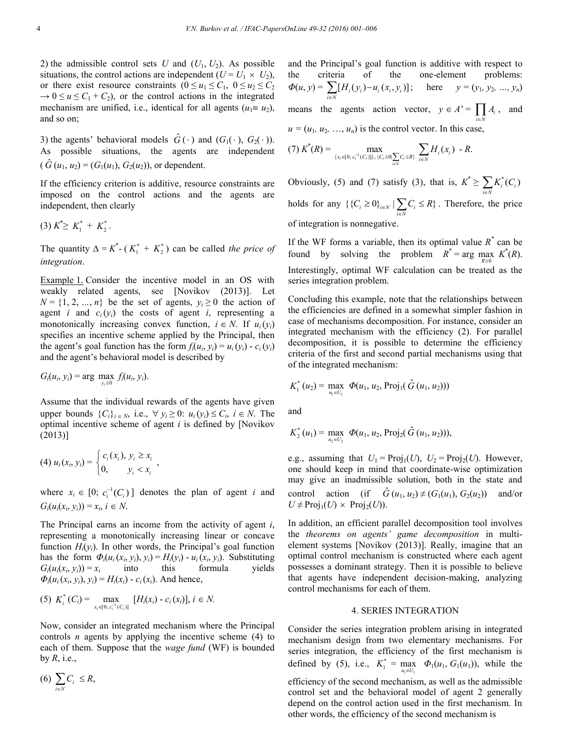2) the admissible control sets $U$ and $(U_1, U_2)$. As possible situations, the control actions are independent ($U = U_1 \times U_2$), or there exist resource constraints ($0 \le u_1 \le C_1$, $0 \le u_2 \le C_2 \to 0 \le u \le C_1 + C_2$), or the control actions in the integrated mechanism are unified, i.e., identical for all agents ($u_1 \equiv u_2$), and so on;

3) the agents' behavioral models $\hat{G}(\cdot)$ and $(G_1(\cdot), G_2(\cdot))$. As possible situations, the agents are independent ($\hat{G}(u_1, u_2) = (G_1(u_1), G_2(u_2))$), or dependent.

If the efficiency criterion is additive, resource constraints are imposed on the control actions and the agents are independent, then clearly

$$(3)\ K^* \ge K_1^* + K_2^*.$$

The quantity $\Delta = K^* - (K_1^* + K_2^*)$ can be called *the price of integration*.

Example 1. Consider the incentive model in an OS with weakly related agents, see [Novikov (2013)]. Let $N = \{1, 2, \ldots, n\}$ be the set of agents, $y_i \ge 0$ the action of agent $i$ and $c_i(y_i)$ the costs of agent $i$, representing a monotonically increasing convex function, $i \in N$. If $u_i(y_i)$ specifies an incentive scheme applied by the Principal, then the agent's goal function has the form $f_i(u_i, y_i) = u_i(y_i) - c_i(y_i)$ and the agent's behavioral model is described by

$$G_i(u_i, y_i) = \arg \max_{y_i \ge 0} f_i(u_i, y_i).$$

Assume that the individual rewards of the agents have given upper bounds $\{C_i\}_{i \in N}$, i.e., $\forall\, y_i \ge 0$: $u_i(y_i) \le C_i$, $i \in N$. The optimal incentive scheme of agent $i$ is defined by [Novikov (2013)]

$$(4)\ u_i(x_i, y_i) = \begin{cases} c_i(x_i), & y_i \ge x_i \\ 0, & y_i < x_i \end{cases},$$

where $x_i \in [0;\, c_i^{-1}(C_i)]$ denotes the plan of agent $i$ and $G_i(u_i(x_i, y_i)) = x_i$, $i \in N$.

The Principal earns an income from the activity of agent $i$, representing a monotonically increasing linear or concave function $H_i(y_i)$. In other words, the Principal's goal function has the form $\Phi_i(u_i(x_i, y_i), y_i) = H_i(y_i) - u_i(x_i, y_i)$. Substituting $G_i(u_i(x_i, y_i)) = x_i$ into this formula yields $\Phi_i(u_i(x_i, y_i), y_i) = H_i(x_i) - c_i(x_i)$. And hence,

$$(5)\ K_i^*(C_i) = \max_{x_i \in [0;\, c_i^{-1}(C_i)]} [H_i(x_i) - c_i(x_i)],\ i \in N.$$

Now, consider an integrated mechanism where the Principal controls $n$ agents by applying the incentive scheme (4) to each of them. Suppose that the *wage fund* (WF) is bounded by $R$, i.e.,

$$(6)\ \sum_{i \in N} C_i \le R,$$

and the Principal's goal function is additive with respect to the criteria of the one-element problems: $\Phi(u, y) = \sum_{i \in N} [H_i(y_i) - u_i(x_i, y_i)]$; here $y = (y_1, y_2, \ldots, y_n)$ means the agents action vector, $y \in A' = \prod_{i \in N} A_i$, and $u = (u_1, u_2, \ldots, u_n)$ is the control vector. In this case,

$$(7)\ K^*(R) = \max_{\{x_i \in [0;\, c_i^{-1}(C_i)]\},\ \{C_i \ge 0 \mid \sum_{i \in N} C_i \le R\}} \sum_{i \in N} H_i(x_i) - R.$$

Obviously, (5) and (7) satisfy (3), that is, $K^* \ge \sum_{i \in N} K_i^*(C_i)$ holds for any $\{\{C_i \ge 0\}_{i \in N} \mid \sum_{i \in N} C_i \le R\}$. Therefore, the price of integration is nonnegative.

If the WF forms a variable, then its optimal value $R^*$ can be found by solving the problem $R^* = \arg \max_{R \ge 0} K^*(R)$. Interestingly, optimal WF calculation can be treated as the series integration problem.

Concluding this example, note that the relationships between the efficiencies are defined in a somewhat simpler fashion in case of mechanisms decomposition. For instance, consider an integrated mechanism with the efficiency (2). For parallel decomposition, it is possible to determine the efficiency criteria of the first and second partial mechanisms using that of the integrated mechanism:

$$K_1^*(u_2) = \max_{u_1 \in U_1} \Phi(u_1, u_2, \mathrm{Proj}_1(\hat{G}(u_1, u_2)))$$

and

$$K_2^*(u_1) = \max_{u_2 \in U_2} \Phi(u_1, u_2, \mathrm{Proj}_2(\hat{G}(u_1, u_2))),$$

e.g., assuming that $U_1 = \mathrm{Proj}_1(U)$, $U_2 = \mathrm{Proj}_2(U)$. However, one should keep in mind that coordinate-wise optimization may give an inadmissible solution, both in the state and control action (if $\hat{G}(u_1, u_2) \ne (G_1(u_1), G_2(u_2))$ and/or $U \ne \mathrm{Proj}_1(U) \times \mathrm{Proj}_2(U)$).

In addition, an efficient parallel decomposition tool involves the *theorems on agents' game decomposition* in multi-element systems [Novikov (2013)]. Really, imagine that an optimal control mechanism is constructed where each agent possesses a dominant strategy. Then it is possible to believe that agents have independent decision-making, analyzing control mechanisms for each of them.

## 4. SERIES INTEGRATION

Consider the series integration problem arising in integrated mechanism design from two elementary mechanisms. For series integration, the efficiency of the first mechanism is defined by (5), i.e., $K_1^* = \max_{u_1 \in U_1} \Phi_1(u_1, G_1(u_1))$, while the efficiency of the second mechanism, as well as the admissible control set and the behavioral model of agent 2 generally depend on the control action used in the first mechanism. In other words, the efficiency of the second mechanism is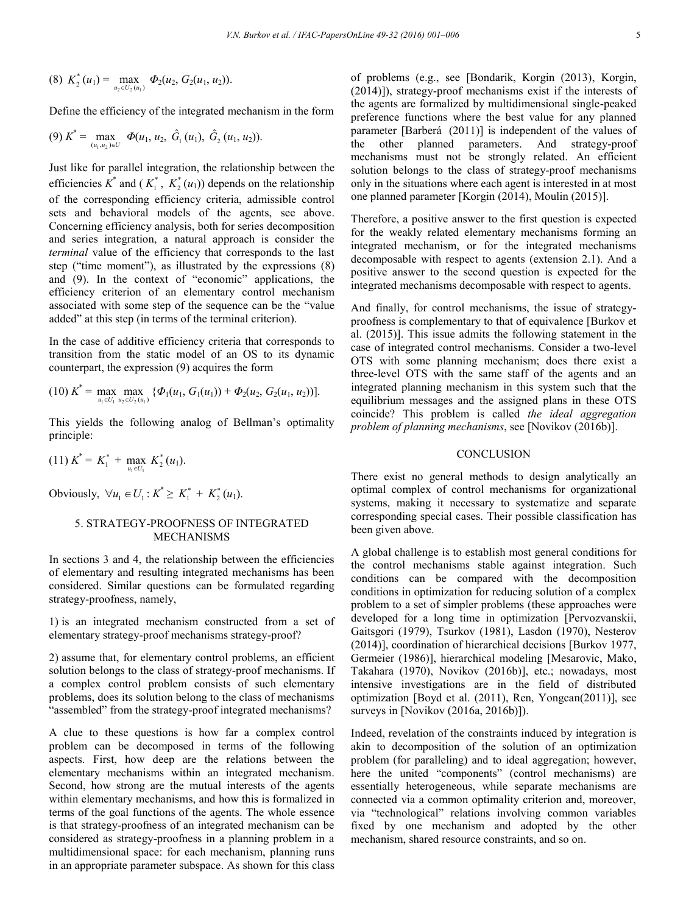$$(8)\ K_2^*(u_1) = \max_{u_2 \in U_2(u_1)} \Phi_2(u_2, G_2(u_1, u_2)).$$

Define the efficiency of the integrated mechanism in the form

$$(9)\ K^* = \max_{(u_1, u_2) \in U} \Phi(u_1, u_2, \hat{G}_1(u_1), \hat{G}_2(u_1, u_2)).$$

Just like for parallel integration, the relationship between the efficiencies $K^*$ and ($K_1^*$, $K_2^*(u_1)$) depends on the relationship of the corresponding efficiency criteria, admissible control sets and behavioral models of the agents, see above. Concerning efficiency analysis, both for series decomposition and series integration, a natural approach is consider the *terminal* value of the efficiency that corresponds to the last step ("time moment"), as illustrated by the expressions (8) and (9). In the context of "economic" applications, the efficiency criterion of an elementary control mechanism associated with some step of the sequence can be the "value added" at this step (in terms of the terminal criterion).

In the case of additive efficiency criteria that corresponds to transition from the static model of an OS to its dynamic counterpart, the expression (9) acquires the form

$$(10)\ K^* = \max_{u_1 \in U_1} \max_{u_2 \in U_2(u_1)} \{\Phi_1(u_1, G_1(u_1)) + \Phi_2(u_2, G_2(u_1, u_2))].$$

This yields the following analog of Bellman's optimality principle:

$$(11)\ K^* = K_1^* + \max_{u_1 \in U_1} K_2^*(u_1).$$

Obviously, $\forall u_1 \in U_1 : K^* \geq K_1^* + K_2^*(u_1)$.

## 5. STRATEGY-PROOFNESS OF INTEGRATED MECHANISMS

In sections 3 and 4, the relationship between the efficiencies of elementary and resulting integrated mechanisms has been considered. Similar questions can be formulated regarding strategy-proofness, namely,

1) is an integrated mechanism constructed from a set of elementary strategy-proof mechanisms strategy-proof?

2) assume that, for elementary control problems, an efficient solution belongs to the class of strategy-proof mechanisms. If a complex control problem consists of such elementary problems, does its solution belong to the class of mechanisms "assembled" from the strategy-proof integrated mechanisms?

A clue to these questions is how far a complex control problem can be decomposed in terms of the following aspects. First, how deep are the relations between the elementary mechanisms within an integrated mechanism. Second, how strong are the mutual interests of the agents within elementary mechanisms, and how this is formalized in terms of the goal functions of the agents. The whole essence is that strategy-proofness of an integrated mechanism can be considered as strategy-proofness in a planning problem in a multidimensional space: for each mechanism, planning runs in an appropriate parameter subspace. As shown for this class of problems (e.g., see [Bondarik, Korgin (2013), Korgin, (2014)]), strategy-proof mechanisms exist if the interests of the agents are formalized by multidimensional single-peaked preference functions where the best value for any planned parameter [Barberá (2011)] is independent of the values of the other planned parameters. And strategy-proof mechanisms must not be strongly related. An efficient solution belongs to the class of strategy-proof mechanisms only in the situations where each agent is interested in at most one planned parameter [Korgin (2014), Moulin (2015)].

Therefore, a positive answer to the first question is expected for the weakly related elementary mechanisms forming an integrated mechanism, or for the integrated mechanisms decomposable with respect to agents (extension 2.1). And a positive answer to the second question is expected for the integrated mechanisms decomposable with respect to agents.

And finally, for control mechanisms, the issue of strategy-proofness is complementary to that of equivalence [Burkov et al. (2015)]. This issue admits the following statement in the case of integrated control mechanisms. Consider a two-level OTS with some planning mechanism; does there exist a three-level OTS with the same staff of the agents and an integrated planning mechanism in this system such that the equilibrium messages and the assigned plans in these OTS coincide? This problem is called *the ideal aggregation problem of planning mechanisms*, see [Novikov (2016b)].

## CONCLUSION

There exist no general methods to design analytically an optimal complex of control mechanisms for organizational systems, making it necessary to systematize and separate corresponding special cases. Their possible classification has been given above.

A global challenge is to establish most general conditions for the control mechanisms stable against integration. Such conditions can be compared with the decomposition conditions in optimization for reducing solution of a complex problem to a set of simpler problems (these approaches were developed for a long time in optimization [Pervozvanskii, Gaitsgori (1979), Tsurkov (1981), Lasdon (1970), Nesterov (2014)], coordination of hierarchical decisions [Burkov 1977, Germeier (1986)], hierarchical modeling [Mesarovic, Mako, Takahara (1970), Novikov (2016b)], etc.; nowadays, most intensive investigations are in the field of distributed optimization [Boyd et al. (2011), Ren, Yongcan(2011)], see surveys in [Novikov (2016a, 2016b)]).

Indeed, revelation of the constraints induced by integration is akin to decomposition of the solution of an optimization problem (for paralleling) and to ideal aggregation; however, here the united "components" (control mechanisms) are essentially heterogeneous, while separate mechanisms are connected via a common optimality criterion and, moreover, via "technological" relations involving common variables fixed by one mechanism and adopted by the other mechanism, shared resource constraints, and so on.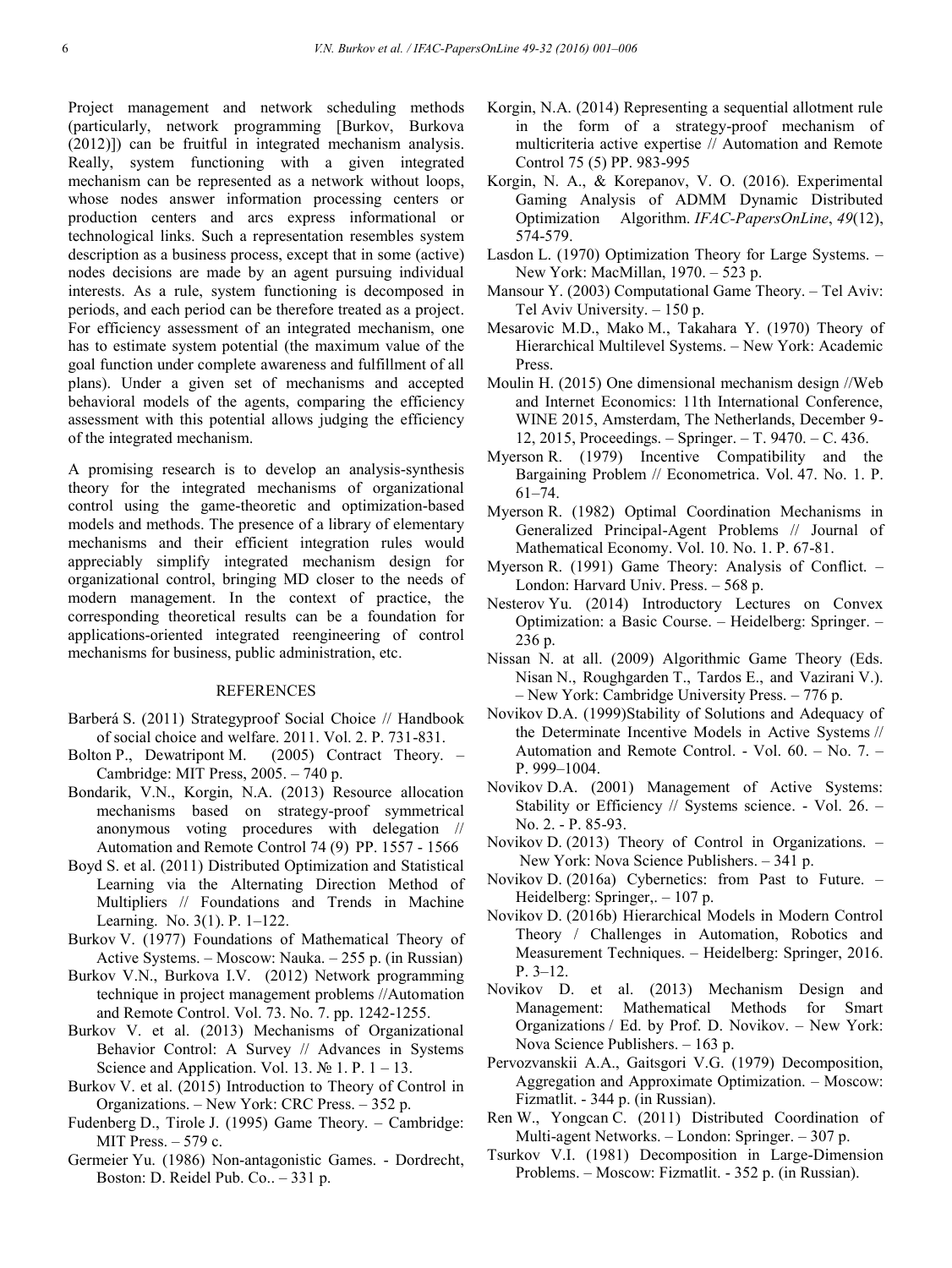Project management and network scheduling methods (particularly, network programming [Burkov, Burkova (2012)]) can be fruitful in integrated mechanism analysis. Really, system functioning with a given integrated mechanism can be represented as a network without loops, whose nodes answer information processing centers or production centers and arcs express informational or technological links. Such a representation resembles system description as a business process, except that in some (active) nodes decisions are made by an agent pursuing individual interests. As a rule, system functioning is decomposed in periods, and each period can be therefore treated as a project. For efficiency assessment of an integrated mechanism, one has to estimate system potential (the maximum value of the goal function under complete awareness and fulfillment of all plans). Under a given set of mechanisms and accepted behavioral models of the agents, comparing the efficiency assessment with this potential allows judging the efficiency of the integrated mechanism.

A promising research is to develop an analysis-synthesis theory for the integrated mechanisms of organizational control using the game-theoretic and optimization-based models and methods. The presence of a library of elementary mechanisms and their efficient integration rules would appreciably simplify integrated mechanism design for organizational control, bringing MD closer to the needs of modern management. In the context of practice, the corresponding theoretical results can be a foundation for applications-oriented integrated reengineering of control mechanisms for business, public administration, etc.

## REFERENCES

Barberá S. (2011) Strategyproof Social Choice // Handbook of social choice and welfare. 2011. Vol. 2. P. 731-831.

Bolton P., Dewatripont M. (2005) Contract Theory. – Cambridge: MIT Press, 2005. – 740 p.

Bondarik, V.N., Korgin, N.A. (2013) Resource allocation mechanisms based on strategy-proof symmetrical anonymous voting procedures with delegation // Automation and Remote Control 74 (9) PP. 1557 - 1566

Boyd S. et al. (2011) Distributed Optimization and Statistical Learning via the Alternating Direction Method of Multipliers // Foundations and Trends in Machine Learning. No. 3(1). P. 1–122.

Burkov V. (1977) Foundations of Mathematical Theory of Active Systems. – Moscow: Nauka. – 255 p. (in Russian)

Burkov V.N., Burkova I.V. (2012) Network programming technique in project management problems //Automation and Remote Control. Vol. 73. No. 7. pp. 1242-1255.

Burkov V. et al. (2013) Mechanisms of Organizational Behavior Control: A Survey // Advances in Systems Science and Application. Vol. 13. № 1. P. 1 – 13.

Burkov V. et al. (2015) Introduction to Theory of Control in Organizations. – New York: CRC Press. – 352 p.

Fudenberg D., Tirole J. (1995) Game Theory. – Cambridge: MIT Press. – 579 c.

Germeier Yu. (1986) Non-antagonistic Games. - Dordrecht, Boston: D. Reidel Pub. Co.. – 331 p.

Korgin, N.A. (2014) Representing a sequential allotment rule in the form of a strategy-proof mechanism of multicriteria active expertise // Automation and Remote Control 75 (5) PP. 983-995

Korgin, N. A., & Korepanov, V. O. (2016). Experimental Gaming Analysis of ADMM Dynamic Distributed Optimization Algorithm. *IFAC-PapersOnLine*, *49*(12), 574-579.

Lasdon L. (1970) Optimization Theory for Large Systems. – New York: MacMillan, 1970. – 523 p.

Mansour Y. (2003) Computational Game Theory. – Tel Aviv: Tel Aviv University. – 150 p.

Mesarovic M.D., Mako M., Takahara Y. (1970) Theory of Hierarchical Multilevel Systems. – New York: Academic Press.

Moulin H. (2015) One dimensional mechanism design //Web and Internet Economics: 11th International Conference, WINE 2015, Amsterdam, The Netherlands, December 9-12, 2015, Proceedings. – Springer. – Т. 9470. – С. 436.

Myerson R. (1979) Incentive Compatibility and the Bargaining Problem // Econometrica. Vol. 47. No. 1. P. 61–74.

Myerson R. (1982) Optimal Coordination Mechanisms in Generalized Principal-Agent Problems // Journal of Mathematical Economy. Vol. 10. No. 1. P. 67-81.

Myerson R. (1991) Game Theory: Analysis of Conflict. – London: Harvard Univ. Press. – 568 p.

Nesterov Yu. (2014) Introductory Lectures on Convex Optimization: a Basic Course. – Heidelberg: Springer. – 236 p.

Nissan N. at all. (2009) Algorithmic Game Theory (Eds. Nisan N., Roughgarden T., Tardos E., and Vazirani V.). – New York: Cambridge University Press. – 776 p.

Novikov D.A. (1999)Stability of Solutions and Adequacy of the Determinate Incentive Models in Active Systems // Automation and Remote Control. - Vol. 60. – No. 7. – P. 999–1004.

Novikov D.A. (2001) Management of Active Systems: Stability or Efficiency // Systems science. - Vol. 26. – No. 2. - P. 85-93.

Novikov D. (2013) Theory of Control in Organizations. – New York: Nova Science Publishers. – 341 p.

Novikov D. (2016a) Cybernetics: from Past to Future. – Heidelberg: Springer,. – 107 p.

Novikov D. (2016b) Hierarchical Models in Modern Control Theory / Challenges in Automation, Robotics and Measurement Techniques. – Heidelberg: Springer, 2016. P. 3–12.

Novikov D. et al. (2013) Mechanism Design and Management: Mathematical Methods for Smart Organizations / Ed. by Prof. D. Novikov. – New York: Nova Science Publishers. – 163 p.

Pervozvanskii A.A., Gaitsgori V.G. (1979) Decomposition, Aggregation and Approximate Optimization. – Moscow: Fizmatlit. - 344 p. (in Russian).

Ren W., Yongcan C. (2011) Distributed Coordination of Multi-agent Networks. – London: Springer. – 307 p.

Tsurkov V.I. (1981) Decomposition in Large-Dimension Problems. – Moscow: Fizmatlit. - 352 p. (in Russian).